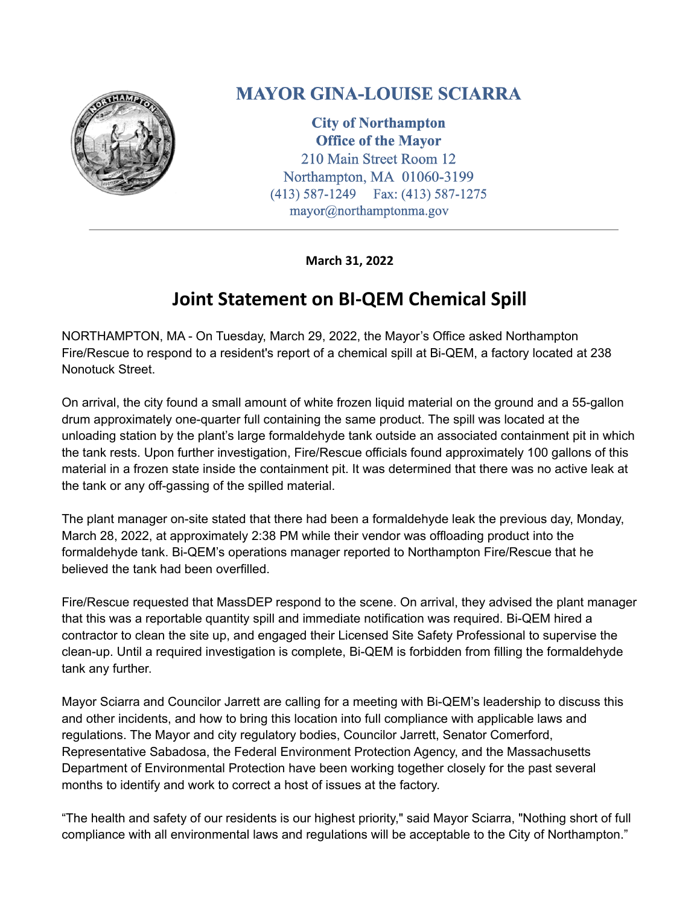**MAYOR GINA-LOUISE SCIARRA**

**City of Northampton**
**Office of the Mayor**
210 Main Street Room 12
Northampton, MA 01060-3199
(413) 587-1249 Fax: (413) 587-1275
mayor@northamptonma.gov

---

**March 31, 2022**

# Joint Statement on BI-QEM Chemical Spill

NORTHAMPTON, MA - On Tuesday, March 29, 2022, the Mayor's Office asked Northampton Fire/Rescue to respond to a resident's report of a chemical spill at Bi-QEM, a factory located at 238 Nonotuck Street.

On arrival, the city found a small amount of white frozen liquid material on the ground and a 55-gallon drum approximately one-quarter full containing the same product. The spill was located at the unloading station by the plant's large formaldehyde tank outside an associated containment pit in which the tank rests. Upon further investigation, Fire/Rescue officials found approximately 100 gallons of this material in a frozen state inside the containment pit. It was determined that there was no active leak at the tank or any off-gassing of the spilled material.

The plant manager on-site stated that there had been a formaldehyde leak the previous day, Monday, March 28, 2022, at approximately 2:38 PM while their vendor was offloading product into the formaldehyde tank. Bi-QEM's operations manager reported to Northampton Fire/Rescue that he believed the tank had been overfilled.

Fire/Rescue requested that MassDEP respond to the scene. On arrival, they advised the plant manager that this was a reportable quantity spill and immediate notification was required. Bi-QEM hired a contractor to clean the site up, and engaged their Licensed Site Safety Professional to supervise the clean-up. Until a required investigation is complete, Bi-QEM is forbidden from filling the formaldehyde tank any further.

Mayor Sciarra and Councilor Jarrett are calling for a meeting with Bi-QEM's leadership to discuss this and other incidents, and how to bring this location into full compliance with applicable laws and regulations. The Mayor and city regulatory bodies, Councilor Jarrett, Senator Comerford, Representative Sabadosa, the Federal Environment Protection Agency, and the Massachusetts Department of Environmental Protection have been working together closely for the past several months to identify and work to correct a host of issues at the factory.

"The health and safety of our residents is our highest priority," said Mayor Sciarra, "Nothing short of full compliance with all environmental laws and regulations will be acceptable to the City of Northampton."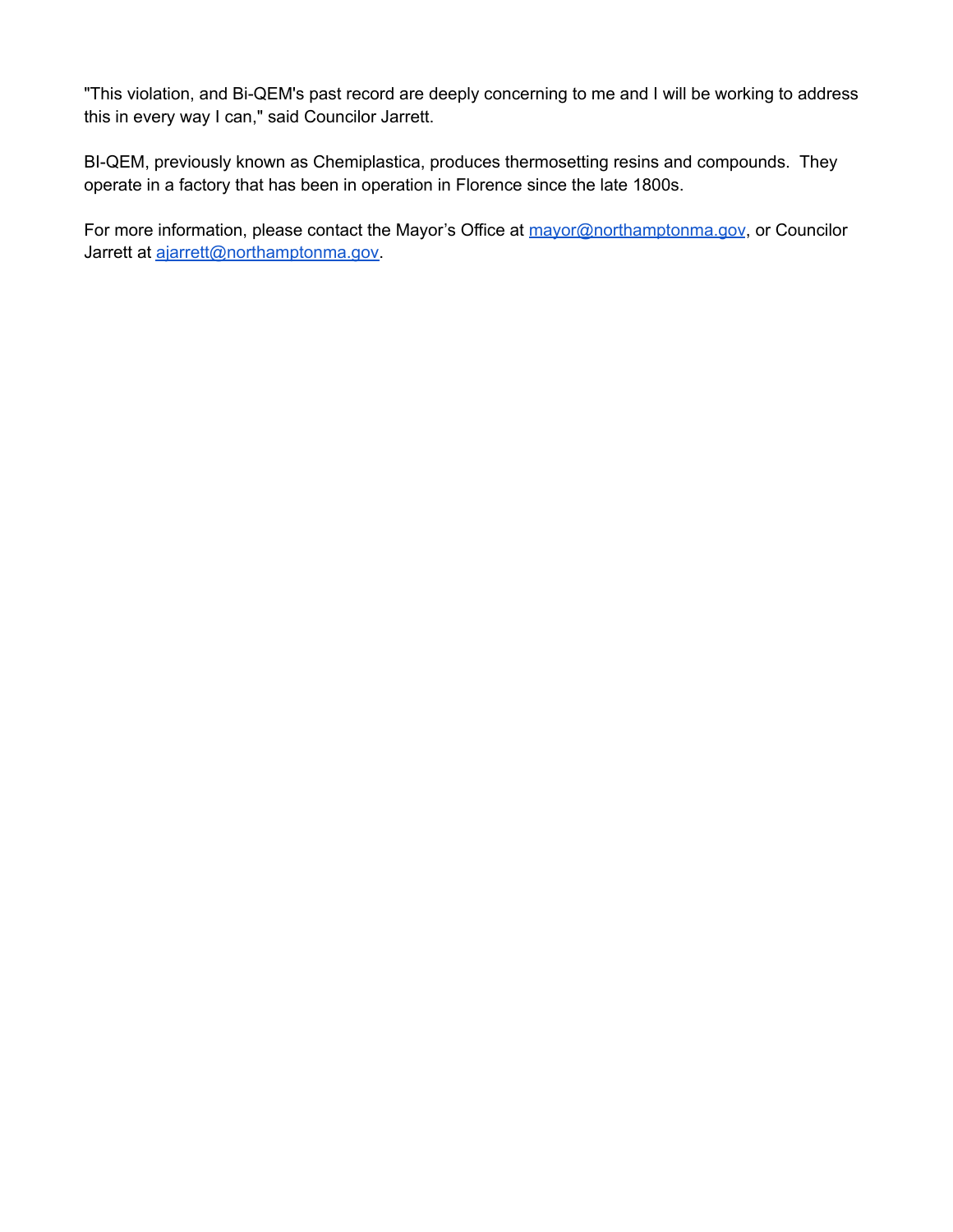"This violation, and Bi-QEM's past record are deeply concerning to me and I will be working to address this in every way I can," said Councilor Jarrett.

BI-QEM, previously known as Chemiplastica, produces thermosetting resins and compounds. They operate in a factory that has been in operation in Florence since the late 1800s.

For more information, please contact the Mayor's Office at mayor@northamptonma.gov, or Councilor Jarrett at ajarrett@northamptonma.gov.